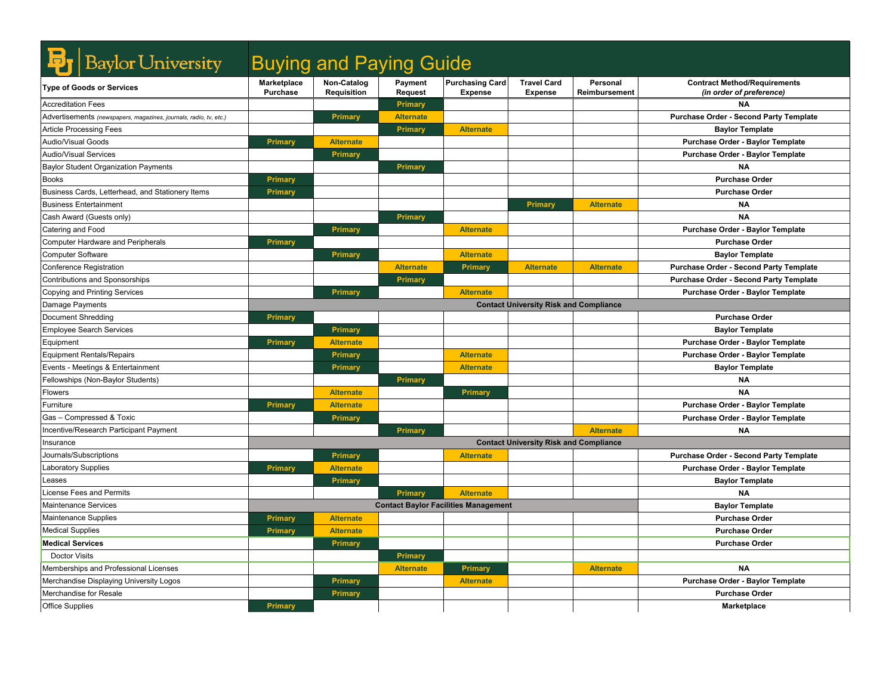# Baylor University Buying and Paying Guide

| Type of Goods or Services | Marketplace Purchase | Non-Catalog Requisition | Payment Request | Purchasing Card Expense | Travel Card Expense | Personal Reimbursement | Contract Method/Requirements *(in order of preference)* |
|---|---|---|---|---|---|---|---|
| Accreditation Fees | | | Primary | | | | NA |
| Advertisements *(newspapers, magazines, journals, radio, tv, etc.)* | | Primary | Alternate | | | | Purchase Order - Second Party Template |
| Article Processing Fees | | | Primary | Alternate | | | Baylor Template |
| Audio/Visual Goods | Primary | Alternate | | | | | Purchase Order - Baylor Template |
| Audio/Visual Services | | Primary | | | | | Purchase Order - Baylor Template |
| Baylor Student Organization Payments | | | Primary | | | | NA |
| Books | Primary | | | | | | Purchase Order |
| Business Cards, Letterhead, and Stationery Items | Primary | | | | | | Purchase Order |
| Business Entertainment | | | | | Primary | Alternate | NA |
| Cash Award (Guests only) | | | Primary | | | | NA |
| Catering and Food | | Primary | | Alternate | | | Purchase Order - Baylor Template |
| Computer Hardware and Peripherals | Primary | | | | | | Purchase Order |
| Computer Software | | Primary | | Alternate | | | Baylor Template |
| Conference Registration | | | Alternate | Primary | Alternate | Alternate | Purchase Order - Second Party Template |
| Contributions and Sponsorships | | | Primary | | | | Purchase Order - Second Party Template |
| Copying and Printing Services | | Primary | | Alternate | | | Purchase Order - Baylor Template |
| Damage Payments | Contact University Risk and Compliance | | | | | | |
| Document Shredding | Primary | | | | | | Purchase Order |
| Employee Search Services | | Primary | | | | | Baylor Template |
| Equipment | Primary | Alternate | | | | | Purchase Order - Baylor Template |
| Equipment Rentals/Repairs | | Primary | | Alternate | | | Purchase Order - Baylor Template |
| Events - Meetings & Entertainment | | Primary | | Alternate | | | Baylor Template |
| Fellowships (Non-Baylor Students) | | | Primary | | | | NA |
| Flowers | | Alternate | | Primary | | | NA |
| Furniture | Primary | Alternate | | | | | Purchase Order - Baylor Template |
| Gas – Compressed & Toxic | | Primary | | | | | Purchase Order - Baylor Template |
| Incentive/Research Participant Payment | | | Primary | | | Alternate | NA |
| Insurance | Contact University Risk and Compliance | | | | | | |
| Journals/Subscriptions | | Primary | | Alternate | | | Purchase Order - Second Party Template |
| Laboratory Supplies | Primary | Alternate | | | | | Purchase Order - Baylor Template |
| Leases | | Primary | | | | | Baylor Template |
| License Fees and Permits | | | Primary | Alternate | | | NA |
| Maintenance Services | Contact Baylor Facilities Management | | | | | | Baylor Template |
| Maintenance Supplies | Primary | Alternate | | | | | Purchase Order |
| Medical Supplies | Primary | Alternate | | | | | Purchase Order |
| **Medical Services** | | Primary | | | | | Purchase Order |
| Doctor Visits | | | Primary | | | | |
| Memberships and Professional Licenses | | | Alternate | Primary | | Alternate | NA |
| Merchandise Displaying University Logos | | Primary | | Alternate | | | Purchase Order - Baylor Template |
| Merchandise for Resale | | Primary | | | | | Purchase Order |
| Office Supplies | Primary | | | | | | Marketplace |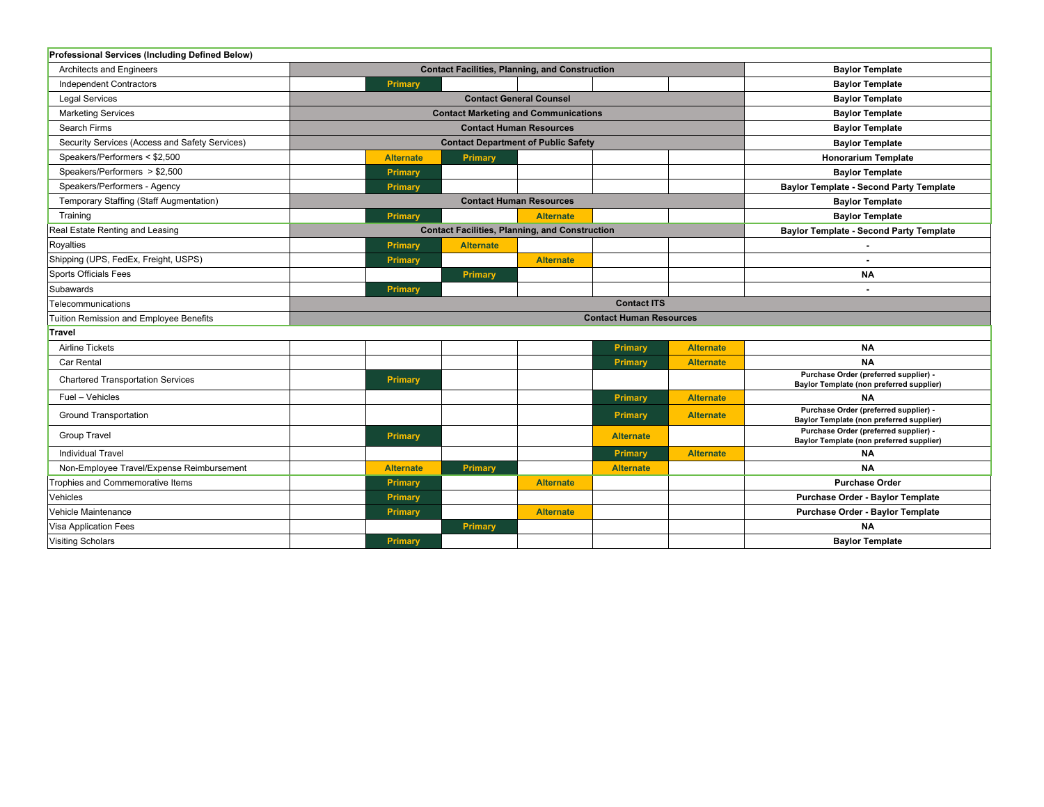| | | | | | | | |
|---|---|---|---|---|---|---|---|
| **Professional Services (Including Defined Below)** | | | | | | | |
| Architects and Engineers | **Contact Facilities, Planning, and Construction** | | | | | | **Baylor Template** |
| Independent Contractors | | **Primary** | | | | | **Baylor Template** |
| Legal Services | **Contact General Counsel** | | | | | | **Baylor Template** |
| Marketing Services | **Contact Marketing and Communications** | | | | | | **Baylor Template** |
| Search Firms | **Contact Human Resources** | | | | | | **Baylor Template** |
| Security Services (Access and Safety Services) | **Contact Department of Public Safety** | | | | | | **Baylor Template** |
| Speakers/Performers < $2,500 | | **Alternate** | **Primary** | | | | **Honorarium Template** |
| Speakers/Performers > $2,500 | | **Primary** | | | | | **Baylor Template** |
| Speakers/Performers - Agency | | **Primary** | | | | | **Baylor Template - Second Party Template** |
| Temporary Staffing (Staff Augmentation) | **Contact Human Resources** | | | | | | **Baylor Template** |
| Training | | **Primary** | | **Alternate** | | | **Baylor Template** |
| Real Estate Renting and Leasing | **Contact Facilities, Planning, and Construction** | | | | | | **Baylor Template - Second Party Template** |
| Royalties | | **Primary** | **Alternate** | | | | **-** |
| Shipping (UPS, FedEx, Freight, USPS) | | **Primary** | | **Alternate** | | | **-** |
| Sports Officials Fees | | | **Primary** | | | | **NA** |
| Subawards | | **Primary** | | | | | **-** |
| Telecommunications | **Contact ITS** | | | | | | |
| Tuition Remission and Employee Benefits | **Contact Human Resources** | | | | | | |
| **Travel** | | | | | | | |
| Airline Tickets | | | | | **Primary** | **Alternate** | **NA** |
| Car Rental | | | | | **Primary** | **Alternate** | **NA** |
| Chartered Transportation Services | | **Primary** | | | | | **Purchase Order (preferred supplier) - Baylor Template (non preferred supplier)** |
| Fuel – Vehicles | | | | | **Primary** | **Alternate** | **NA** |
| Ground Transportation | | | | | **Primary** | **Alternate** | **Purchase Order (preferred supplier) - Baylor Template (non preferred supplier)** |
| Group Travel | | **Primary** | | | **Alternate** | | **Purchase Order (preferred supplier) - Baylor Template (non preferred supplier)** |
| Individual Travel | | | | | **Primary** | **Alternate** | **NA** |
| Non-Employee Travel/Expense Reimbursement | | **Alternate** | **Primary** | | **Alternate** | | **NA** |
| Trophies and Commemorative Items | | **Primary** | | **Alternate** | | | **Purchase Order** |
| Vehicles | | **Primary** | | | | | **Purchase Order - Baylor Template** |
| Vehicle Maintenance | | **Primary** | | **Alternate** | | | **Purchase Order - Baylor Template** |
| Visa Application Fees | | | **Primary** | | | | **NA** |
| Visiting Scholars | | **Primary** | | | | | **Baylor Template** |